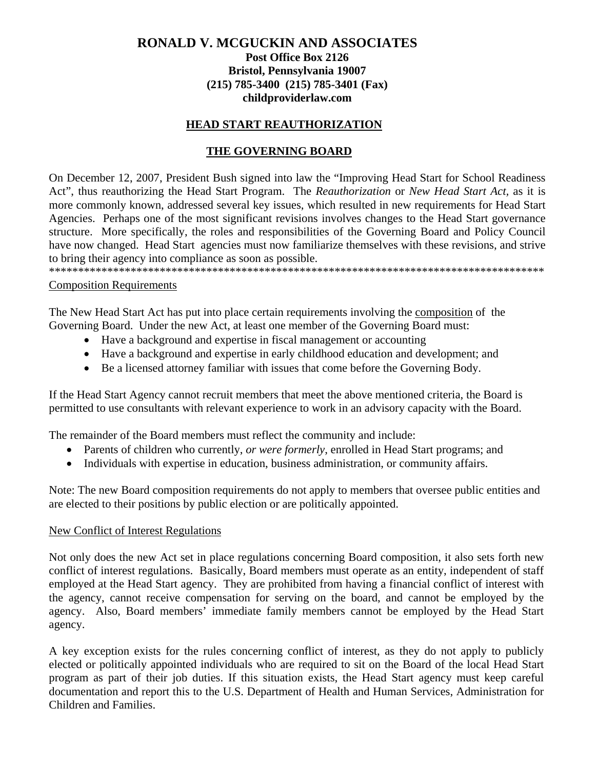# RONALD V. MCGUCKIN AND ASSOCIATES

**Post Office Box 2126**
**Bristol, Pennsylvania 19007**
**(215) 785-3400 (215) 785-3401 (Fax)**
**childproviderlaw.com**

## HEAD START REAUTHORIZATION

## THE GOVERNING BOARD

On December 12, 2007, President Bush signed into law the "Improving Head Start for School Readiness Act", thus reauthorizing the Head Start Program. The *Reauthorization* or *New Head Start Act,* as it is more commonly known, addressed several key issues, which resulted in new requirements for Head Start Agencies. Perhaps one of the most significant revisions involves changes to the Head Start governance structure. More specifically, the roles and responsibilities of the Governing Board and Policy Council have now changed. Head Start agencies must now familiarize themselves with these revisions, and strive to bring their agency into compliance as soon as possible.

*************************************************************************************

### Composition Requirements

The New Head Start Act has put into place certain requirements involving the composition of the Governing Board. Under the new Act, at least one member of the Governing Board must:

- Have a background and expertise in fiscal management or accounting
- Have a background and expertise in early childhood education and development; and
- Be a licensed attorney familiar with issues that come before the Governing Body.

If the Head Start Agency cannot recruit members that meet the above mentioned criteria, the Board is permitted to use consultants with relevant experience to work in an advisory capacity with the Board.

The remainder of the Board members must reflect the community and include:

- Parents of children who currently, *or were formerly*, enrolled in Head Start programs; and
- Individuals with expertise in education, business administration, or community affairs.

Note: The new Board composition requirements do not apply to members that oversee public entities and are elected to their positions by public election or are politically appointed.

### New Conflict of Interest Regulations

Not only does the new Act set in place regulations concerning Board composition, it also sets forth new conflict of interest regulations. Basically, Board members must operate as an entity, independent of staff employed at the Head Start agency. They are prohibited from having a financial conflict of interest with the agency, cannot receive compensation for serving on the board, and cannot be employed by the agency. Also, Board members' immediate family members cannot be employed by the Head Start agency.

A key exception exists for the rules concerning conflict of interest, as they do not apply to publicly elected or politically appointed individuals who are required to sit on the Board of the local Head Start program as part of their job duties. If this situation exists, the Head Start agency must keep careful documentation and report this to the U.S. Department of Health and Human Services, Administration for Children and Families.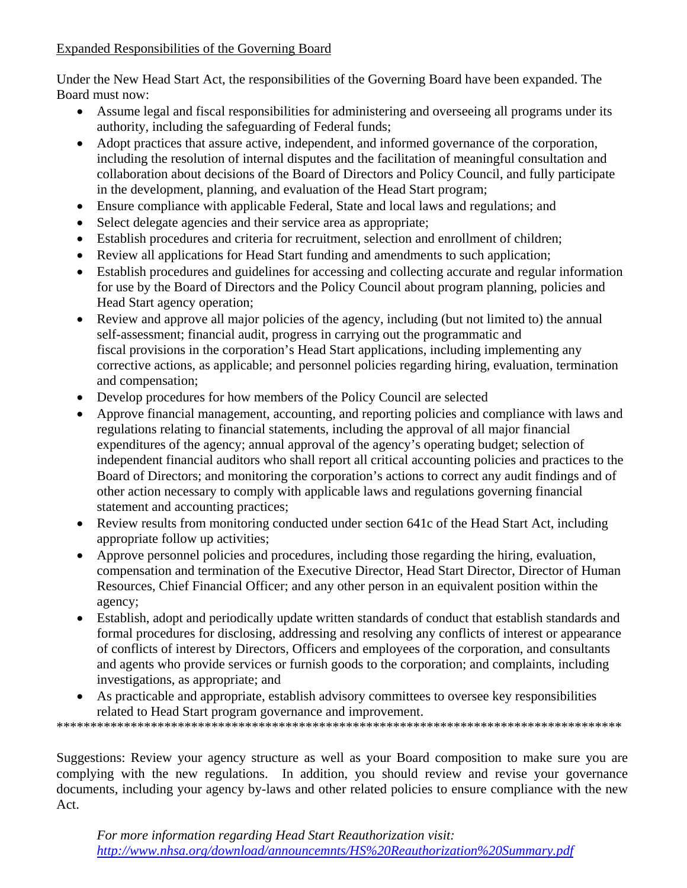Expanded Responsibilities of the Governing Board

Under the New Head Start Act, the responsibilities of the Governing Board have been expanded. The Board must now:

- Assume legal and fiscal responsibilities for administering and overseeing all programs under its authority, including the safeguarding of Federal funds;
- Adopt practices that assure active, independent, and informed governance of the corporation, including the resolution of internal disputes and the facilitation of meaningful consultation and collaboration about decisions of the Board of Directors and Policy Council, and fully participate in the development, planning, and evaluation of the Head Start program;
- Ensure compliance with applicable Federal, State and local laws and regulations; and
- Select delegate agencies and their service area as appropriate;
- Establish procedures and criteria for recruitment, selection and enrollment of children;
- Review all applications for Head Start funding and amendments to such application;
- Establish procedures and guidelines for accessing and collecting accurate and regular information for use by the Board of Directors and the Policy Council about program planning, policies and Head Start agency operation;
- Review and approve all major policies of the agency, including (but not limited to) the annual self-assessment; financial audit, progress in carrying out the programmatic and fiscal provisions in the corporation's Head Start applications, including implementing any corrective actions, as applicable; and personnel policies regarding hiring, evaluation, termination and compensation;
- Develop procedures for how members of the Policy Council are selected
- Approve financial management, accounting, and reporting policies and compliance with laws and regulations relating to financial statements, including the approval of all major financial expenditures of the agency; annual approval of the agency's operating budget; selection of independent financial auditors who shall report all critical accounting policies and practices to the Board of Directors; and monitoring the corporation's actions to correct any audit findings and of other action necessary to comply with applicable laws and regulations governing financial statement and accounting practices;
- Review results from monitoring conducted under section 641c of the Head Start Act, including appropriate follow up activities;
- Approve personnel policies and procedures, including those regarding the hiring, evaluation, compensation and termination of the Executive Director, Head Start Director, Director of Human Resources, Chief Financial Officer; and any other person in an equivalent position within the agency;
- Establish, adopt and periodically update written standards of conduct that establish standards and formal procedures for disclosing, addressing and resolving any conflicts of interest or appearance of conflicts of interest by Directors, Officers and employees of the corporation, and consultants and agents who provide services or furnish goods to the corporation; and complaints, including investigations, as appropriate; and
- As practicable and appropriate, establish advisory committees to oversee key responsibilities related to Head Start program governance and improvement.

*****************************************************************************************

Suggestions: Review your agency structure as well as your Board composition to make sure you are complying with the new regulations. In addition, you should review and revise your governance documents, including your agency by-laws and other related policies to ensure compliance with the new Act.

*For more information regarding Head Start Reauthorization visit:*
*http://www.nhsa.org/download/announcemnts/HS%20Reauthorization%20Summary.pdf*